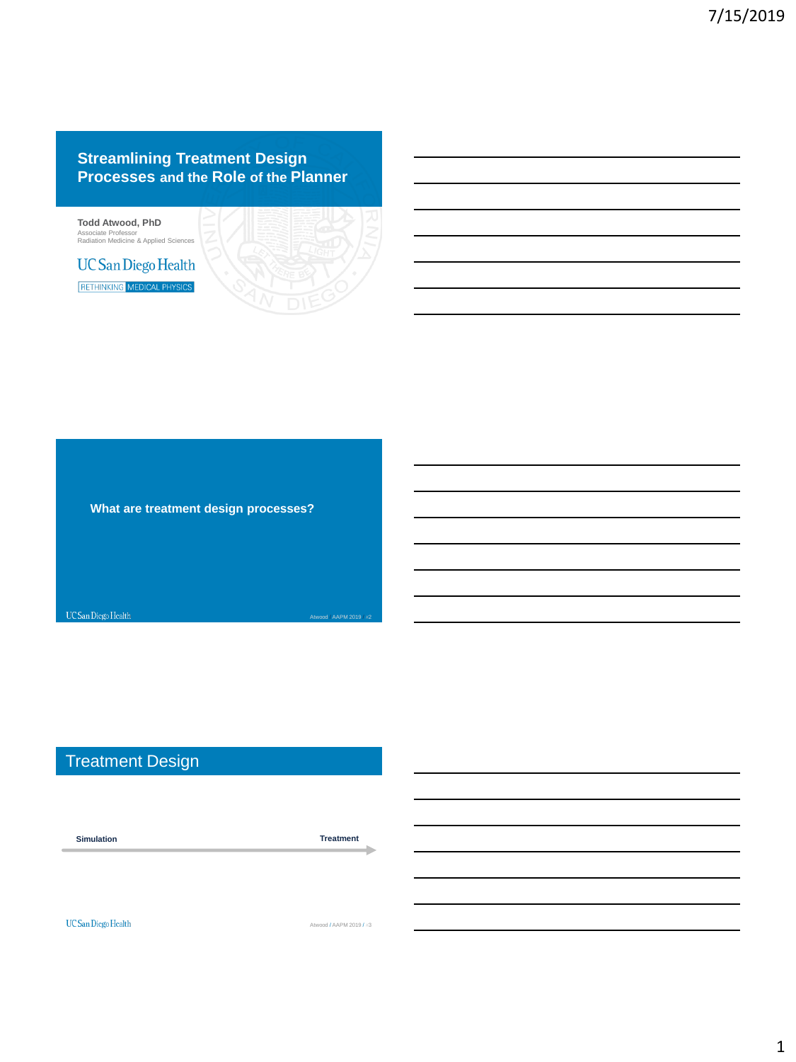# Streamlining Treatment Design Processes and the Role of the Planner

**Todd Atwood, PhD**
Associate Professor
Radiation Medicine & Applied Sciences

UC San Diego Health
RETHINKING MEDICAL PHYSICS

---

**What are treatment design processes?**

---

## Treatment Design

**Simulation** → **Treatment**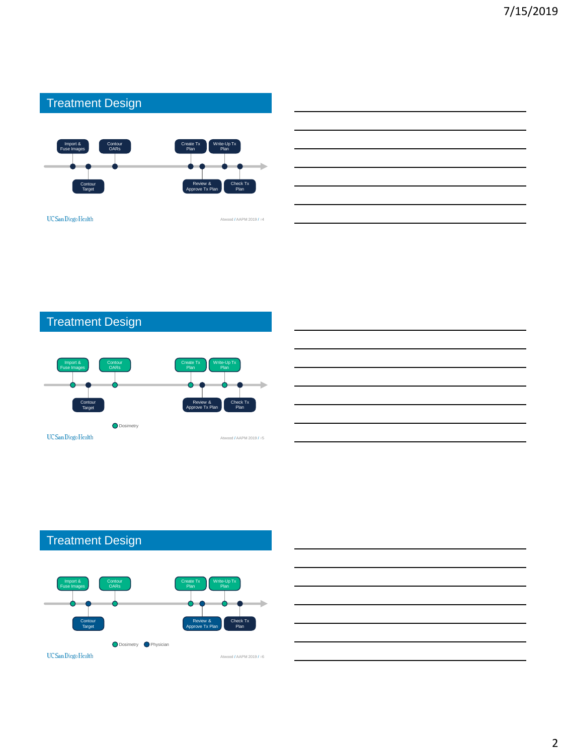## Treatment Design

- Import & Fuse Images
- Contour Target
- Contour OARs
- Create Tx Plan
- Review & Approve Tx Plan
- Write-Up Tx Plan
- Check Tx Plan

UC San Diego Health

Atwood / AAPM 2019 / 4

## Treatment Design

- Import & Fuse Images
- Contour Target
- Contour OARs
- Create Tx Plan
- Review & Approve Tx Plan
- Write-Up Tx Plan
- Check Tx Plan

Dosimetry

UC San Diego Health

Atwood / AAPM 2019 / 5

## Treatment Design

- Import & Fuse Images
- Contour Target
- Contour OARs
- Create Tx Plan
- Review & Approve Tx Plan
- Write-Up Tx Plan
- Check Tx Plan

Dosimetry　Physician

UC San Diego Health

Atwood / AAPM 2019 / 6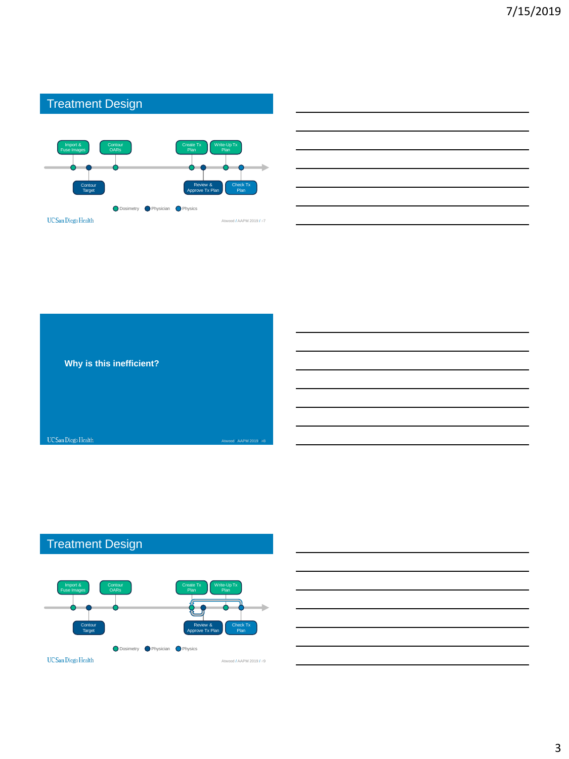## Treatment Design

Import & Fuse Images — Contour OARs — Create Tx Plan — Write-Up Tx Plan

Contour Target — Review & Approve Tx Plan — Check Tx Plan

Dosimetry · Physician · Physics

## Why is this inefficient?

## Treatment Design

Import & Fuse Images — Contour OARs — Create Tx Plan — Write-Up Tx Plan

Contour Target — Review & Approve Tx Plan — Check Tx Plan

Dosimetry · Physician · Physics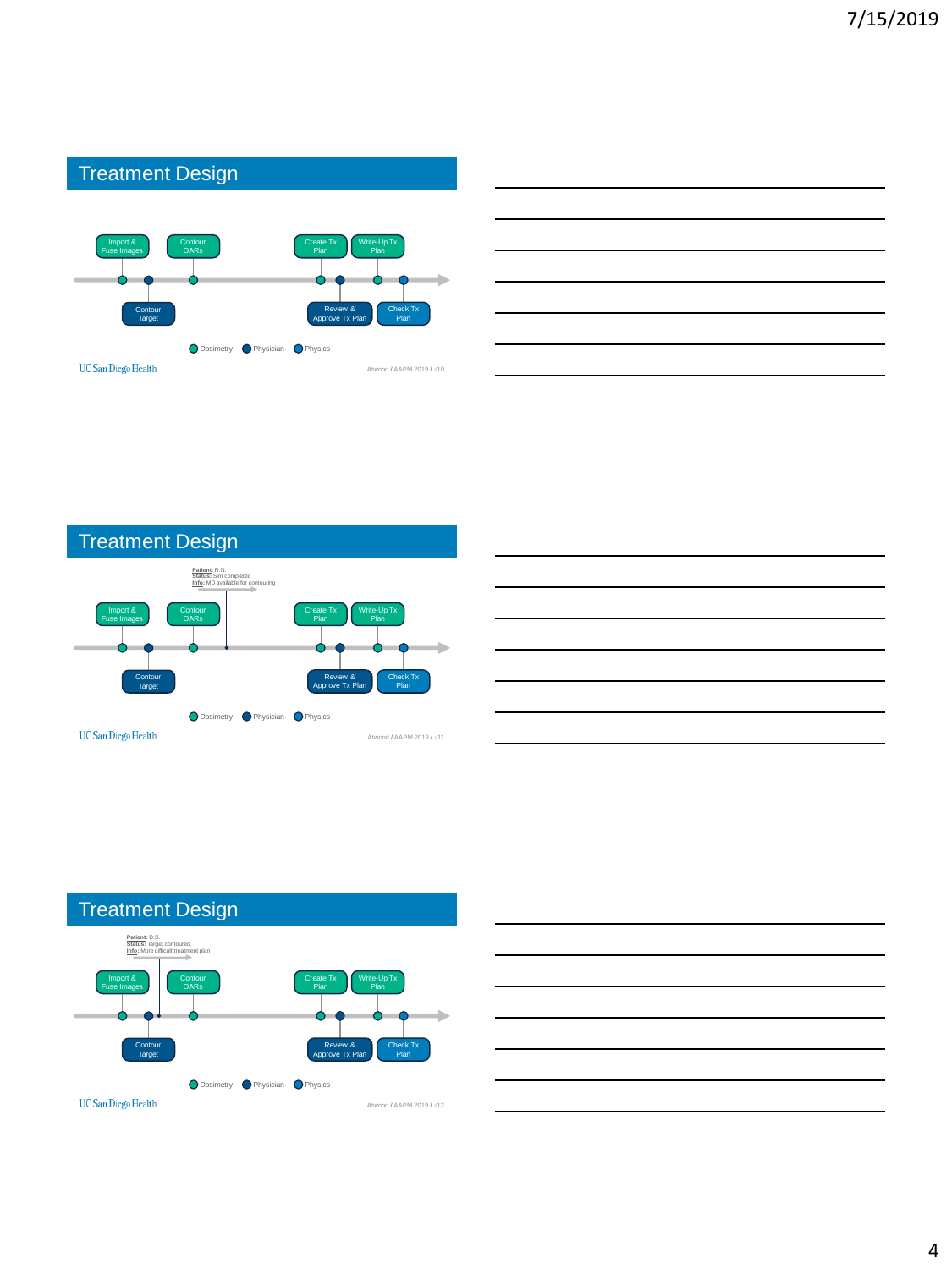## Treatment Design

Import & Fuse Images

Contour OARs

Create Tx Plan

Write-Up Tx Plan

Contour Target

Review & Approve Tx Plan

Check Tx Plan

Dosimetry Physician Physics

UC San Diego Health

Atwood / AAPM 2019 / 10

## Treatment Design

**Patient:** R.N.
**Status:** Sim completed
**Info:** MD available for contouring

Import & Fuse Images

Contour OARs

Create Tx Plan

Write-Up Tx Plan

Contour Target

Review & Approve Tx Plan

Check Tx Plan

Dosimetry Physician Physics

UC San Diego Health

Atwood / AAPM 2019 / 11

## Treatment Design

**Patient:** D.S.
**Status:** Target contoured
**Info:** More difficult treatment plan

Import & Fuse Images

Contour OARs

Create Tx Plan

Write-Up Tx Plan

Contour Target

Review & Approve Tx Plan

Check Tx Plan

Dosimetry Physician Physics

UC San Diego Health

Atwood / AAPM 2019 / 12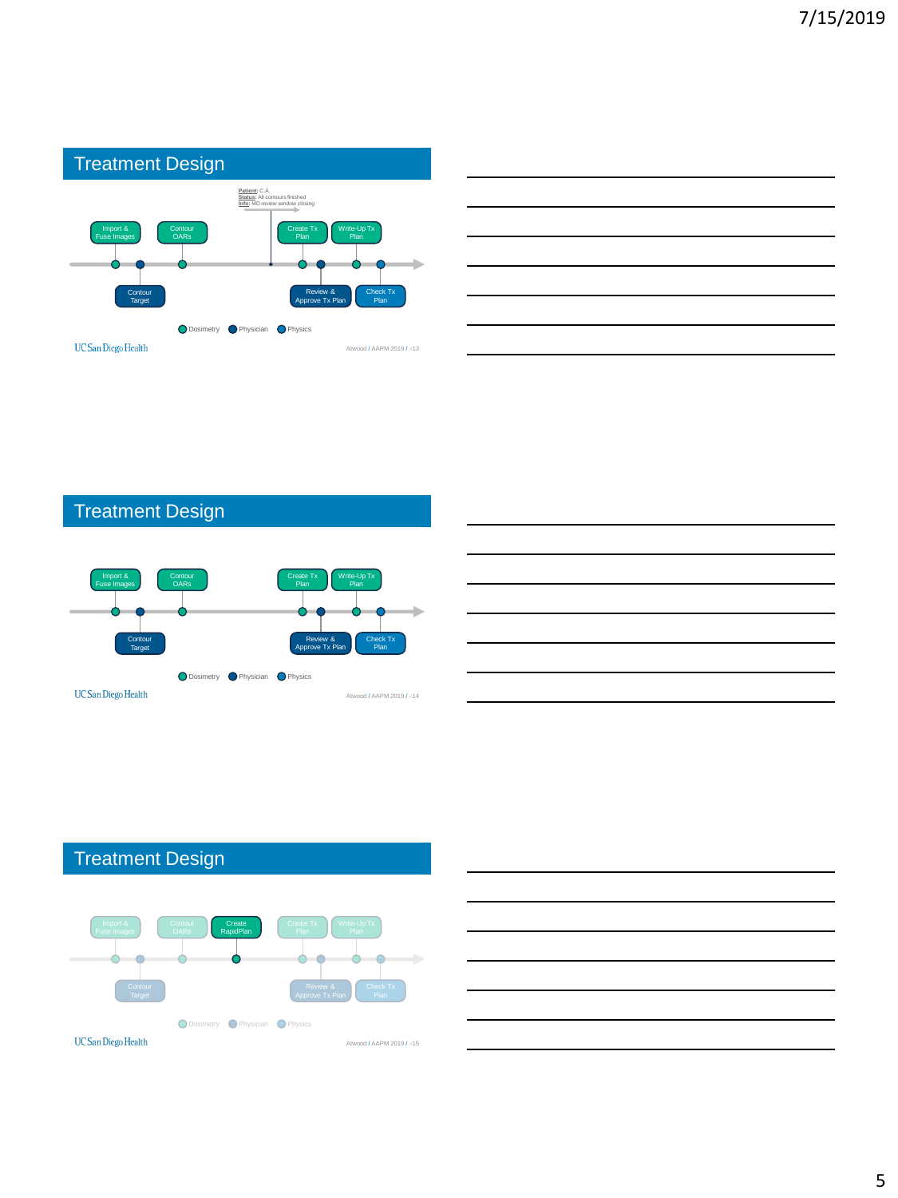## Treatment Design

Patient: C.A.
Status: All contours finished
Info: MD review window closing

Import & Fuse Images — Contour OARs — Create Tx Plan — Write-Up Tx Plan

Contour Target — Review & Approve Tx Plan — Check Tx Plan

Dosimetry | Physician | Physics

UC San Diego Health

Atwood / AAPM 2019 / 13

## Treatment Design

Import & Fuse Images — Contour OARs — Create Tx Plan — Write-Up Tx Plan

Contour Target — Review & Approve Tx Plan — Check Tx Plan

Dosimetry | Physician | Physics

UC San Diego Health

Atwood / AAPM 2019 / 14

## Treatment Design

Import & Fuse Images — Contour OARs — Create RapidPlan — Create Tx Plan — Write-Up Tx Plan

Contour Target — Review & Approve Tx Plan — Check Tx Plan

Dosimetry | Physician | Physics

UC San Diego Health

Atwood / AAPM 2019 / 15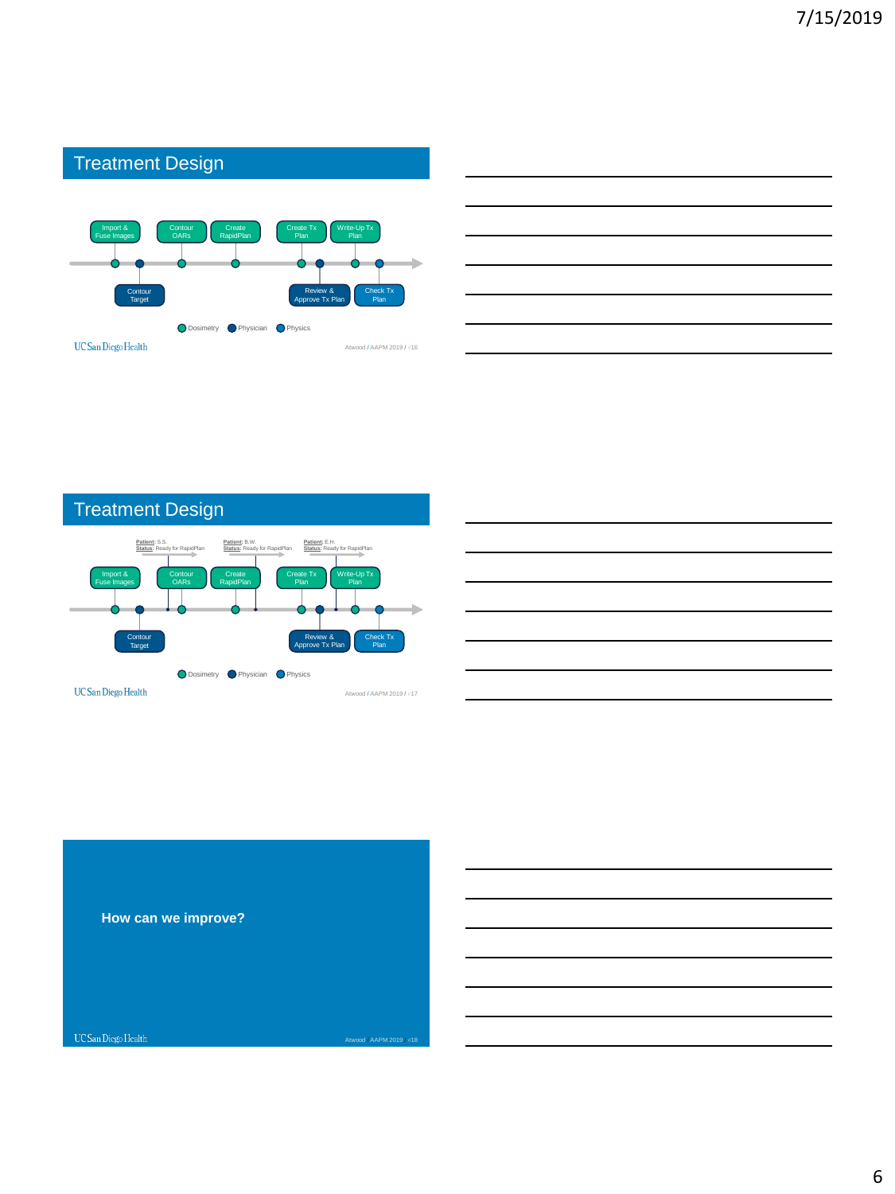## Treatment Design

Import & Fuse Images — Contour Target — Contour OARs — Create RapidPlan — Create Tx Plan — Review & Approve Tx Plan — Write-Up Tx Plan — Check Tx Plan

Dosimetry · Physician · Physics

## Treatment Design

Patient: S.S.
Status: Ready for RapidPlan

Patient: B.W.
Status: Ready for RapidPlan

Patient: E.H.
Status: Ready for RapidPlan

Import & Fuse Images — Contour Target — Contour OARs — Create RapidPlan — Create Tx Plan — Review & Approve Tx Plan — Write-Up Tx Plan — Check Tx Plan

Dosimetry · Physician · Physics

**How can we improve?**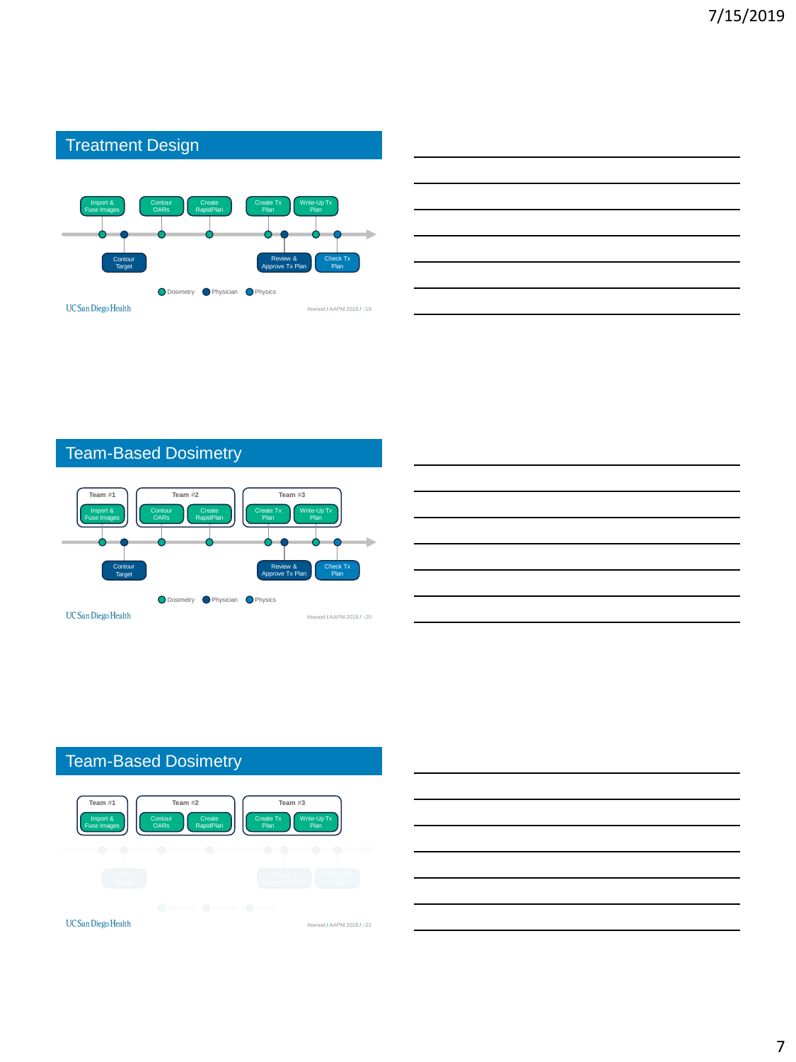## Treatment Design

Import & Fuse Images | Contour OARs | Create RapidPlan | Create Tx Plan | Write-Up Tx Plan

Contour Target | Review & Approve Tx Plan | Check Tx Plan

Dosimetry | Physician | Physics

UC San Diego Health

Atwood / AAPM 2019 / #19

## Team-Based Dosimetry

Team #1: Import & Fuse Images

Team #2: Contour OARs | Create RapidPlan

Team #3: Create Tx Plan | Write-Up Tx Plan

Contour Target | Review & Approve Tx Plan | Check Tx Plan

Dosimetry | Physician | Physics

UC San Diego Health

Atwood / AAPM 2019 / #20

## Team-Based Dosimetry

Team #1: Import & Fuse Images

Team #2: Contour OARs | Create RapidPlan

Team #3: Create Tx Plan | Write-Up Tx Plan

UC San Diego Health

Atwood / AAPM 2019 / #21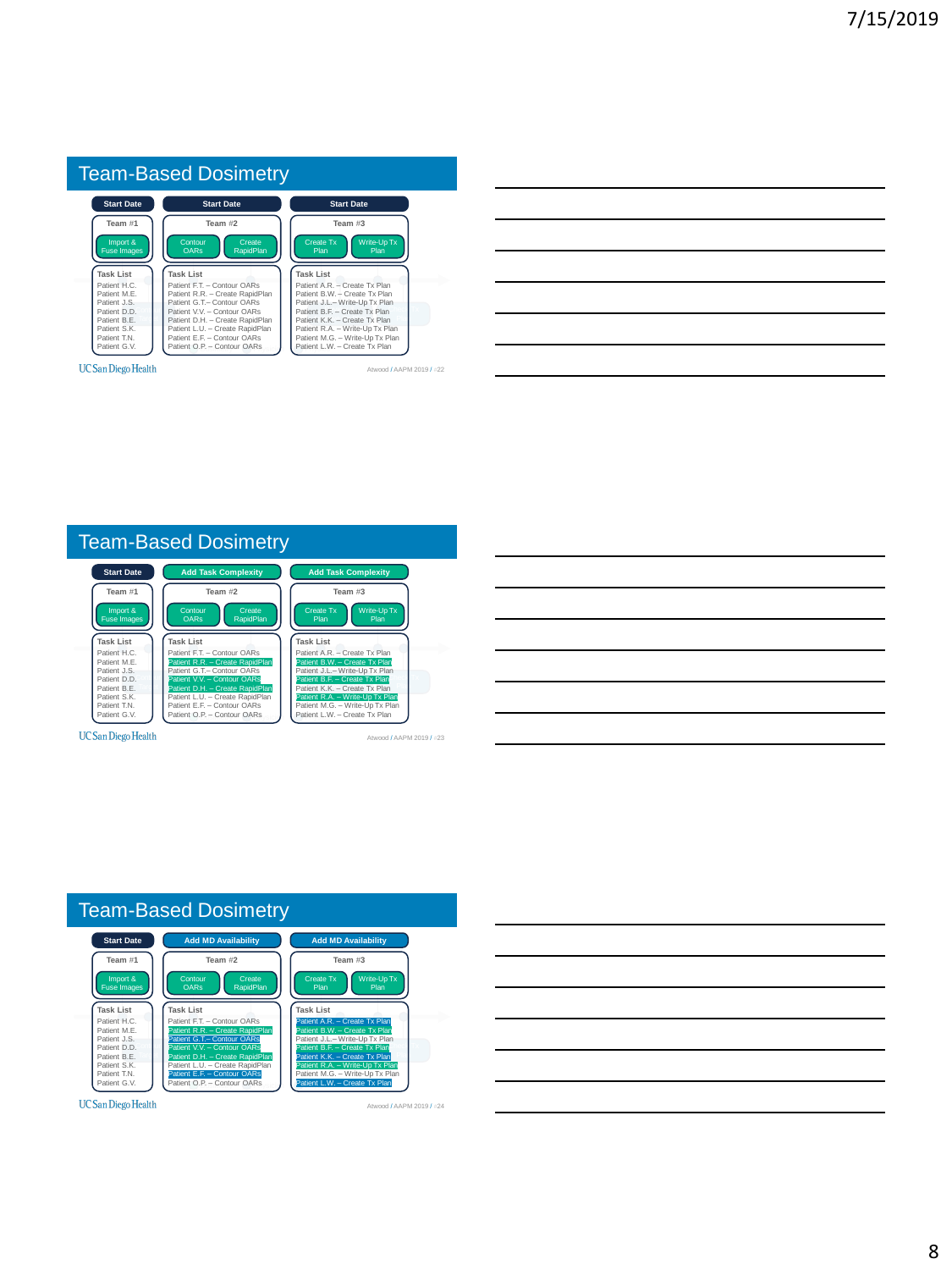## Team-Based Dosimetry

| Start Date | Start Date | Start Date |
|---|---|---|
| Team #1 | Team #2 | Team #3 |
| Import & Fuse Images | Contour OARs / Create RapidPlan | Create Tx Plan / Write-Up Tx Plan |

| Task List | Task List | Task List |
|---|---|---|
| Patient H.C. | Patient F.T. – Contour OARs | Patient A.R. – Create Tx Plan |
| Patient M.E. | Patient R.R. – Create RapidPlan | Patient B.W. – Create Tx Plan |
| Patient J.S. | Patient G.T.– Contour OARs | Patient J.L.– Write-Up Tx Plan |
| Patient D.D. | Patient V.V. – Contour OARs | Patient B.F. – Create Tx Plan |
| Patient B.E. | Patient D.H. – Create RapidPlan | Patient K.K. – Create Tx Plan |
| Patient S.K. | Patient L.U. – Create RapidPlan | Patient R.A. – Write-Up Tx Plan |
| Patient T.N. | Patient E.F. – Contour OARs | Patient M.G. – Write-Up Tx Plan |
| Patient G.V. | Patient O.P. – Contour OARs | Patient L.W. – Create Tx Plan |

UC San Diego Health

Atwood / AAPM 2019 / 22

## Team-Based Dosimetry

| Start Date | Add Task Complexity | Add Task Complexity |
|---|---|---|
| Team #1 | Team #2 | Team #3 |
| Import & Fuse Images | Contour OARs / Create RapidPlan | Create Tx Plan / Write-Up Tx Plan |

| Task List | Task List | Task List |
|---|---|---|
| Patient H.C. | Patient F.T. – Contour OARs | Patient A.R. – Create Tx Plan |
| Patient M.E. | Patient R.R. – Create RapidPlan | Patient B.W. – Create Tx Plan |
| Patient J.S. | Patient G.T.– Contour OARs | Patient J.L.– Write-Up Tx Plan |
| Patient D.D. | Patient V.V. – Contour OARs | Patient B.F. – Create Tx Plan |
| Patient B.E. | Patient D.H. – Create RapidPlan | Patient K.K. – Create Tx Plan |
| Patient S.K. | Patient L.U. – Create RapidPlan | Patient R.A. – Write-Up Tx Plan |
| Patient T.N. | Patient E.F. – Contour OARs | Patient M.G. – Write-Up Tx Plan |
| Patient G.V. | Patient O.P. – Contour OARs | Patient L.W. – Create Tx Plan |

UC San Diego Health

Atwood / AAPM 2019 / 23

## Team-Based Dosimetry

| Start Date | Add MD Availability | Add MD Availability |
|---|---|---|
| Team #1 | Team #2 | Team #3 |
| Import & Fuse Images | Contour OARs / Create RapidPlan | Create Tx Plan / Write-Up Tx Plan |

| Task List | Task List | Task List |
|---|---|---|
| Patient H.C. | Patient F.T. – Contour OARs | Patient A.R. – Create Tx Plan |
| Patient M.E. | Patient R.R. – Create RapidPlan | Patient B.W. – Create Tx Plan |
| Patient J.S. | Patient G.T.– Contour OARs | Patient J.L.– Write-Up Tx Plan |
| Patient D.D. | Patient V.V. – Contour OARs | Patient B.F. – Create Tx Plan |
| Patient B.E. | Patient D.H. – Create RapidPlan | Patient K.K. – Create Tx Plan |
| Patient S.K. | Patient L.U. – Create RapidPlan | Patient R.A. – Write-Up Tx Plan |
| Patient T.N. | Patient E.F. – Contour OARs | Patient M.G. – Write-Up Tx Plan |
| Patient G.V. | Patient O.P. – Contour OARs | Patient L.W. – Create Tx Plan |

UC San Diego Health

Atwood / AAPM 2019 / 24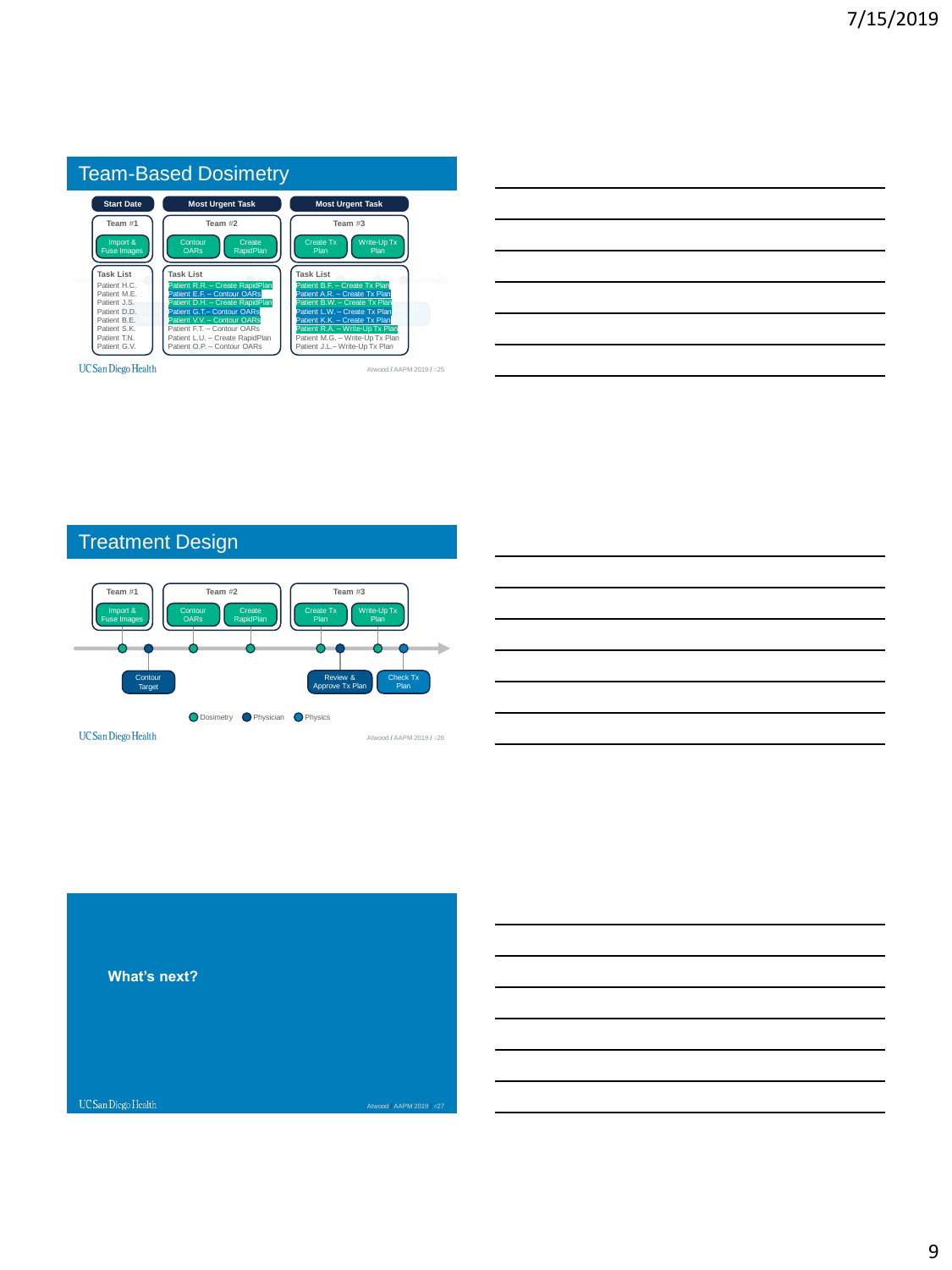## Team-Based Dosimetry

| Start Date | Most Urgent Task | Most Urgent Task |
| --- | --- | --- |
| Team #1 | Team #2 | Team #3 |
| Import & Fuse Images | Contour OARs / Create RapidPlan | Create Tx Plan / Write-Up Tx Plan |

**Team #1 – Task List**
- Patient H.C.
- Patient M.E.
- Patient J.S.
- Patient D.D.
- Patient B.E.
- Patient S.K.
- Patient T.N.
- Patient G.V.

**Team #2 – Task List**
- Patient R.R. – Create RapidPlan
- Patient E.F. – Contour OARs
- Patient D.H. – Create RapidPlan
- Patient G.T.– Contour OARs
- Patient V.V. – Contour OARs
- Patient F.T. – Contour OARs
- Patient L.U. – Create RapidPlan
- Patient O.P. – Contour OARs

**Team #3 – Task List**
- Patient B.F. – Create Tx Plan
- Patient A.R. – Create Tx Plan
- Patient B.W. – Create Tx Plan
- Patient L.W. – Create Tx Plan
- Patient K.K. – Create Tx Plan
- Patient R.A. – Write-Up Tx Plan
- Patient M.G. – Write-Up Tx Plan
- Patient J.L.– Write-Up Tx Plan

UC San Diego Health — Atwood / AAPM 2019 / #25

## Treatment Design

- Team #1: Import & Fuse Images
- Team #2: Contour OARs, Create RapidPlan
- Team #3: Create Tx Plan, Write-Up Tx Plan

Timeline tasks: Contour Target; Review & Approve Tx Plan; Check Tx Plan

Legend: Dosimetry, Physician, Physics

UC San Diego Health — Atwood / AAPM 2019 / #26

## What's next?

UC San Diego Health — Atwood / AAPM 2019 #27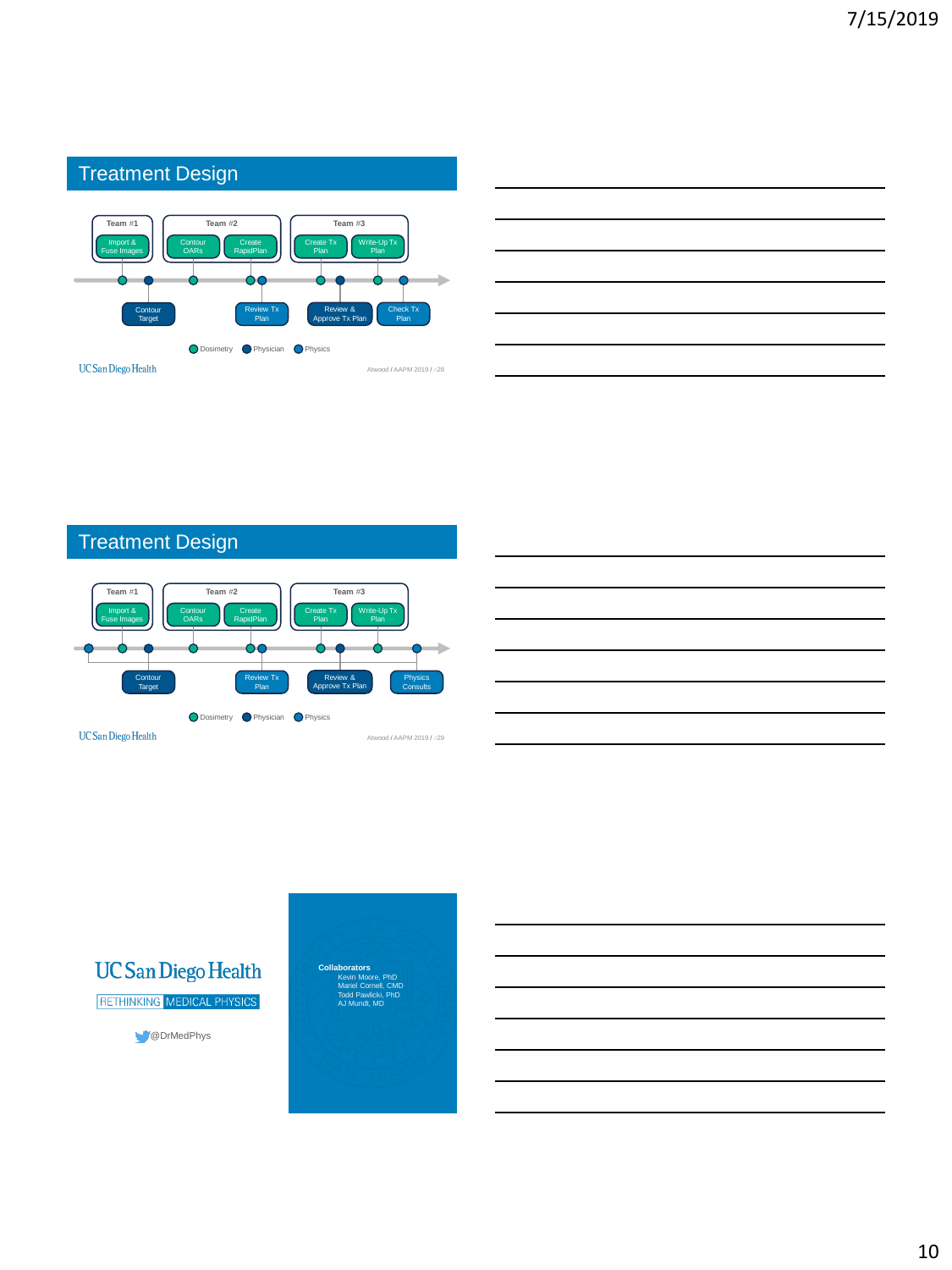## Treatment Design

Team #1
Import & Fuse Images

Team #2
Contour OARs
Create RapidPlan

Team #3
Create Tx Plan
Write-Up Tx Plan

Contour Target
Review Tx Plan
Review & Approve Tx Plan
Check Tx Plan

Dosimetry
Physician
Physics

UC San Diego Health

Atwood / AAPM 2019 / 28

## Treatment Design

Team #1
Import & Fuse Images

Team #2
Contour OARs
Create RapidPlan

Team #3
Create Tx Plan
Write-Up Tx Plan

Contour Target
Review Tx Plan
Review & Approve Tx Plan
Physics Consults

Dosimetry
Physician
Physics

UC San Diego Health

Atwood / AAPM 2019 / 29

UC San Diego Health

RETHINKING MEDICAL PHYSICS

@DrMedPhys

**Collaborators**

Kevin Moore, PhD
Mariel Cornell, CMD
Todd Pawlicki, PhD
AJ Mundt, MD